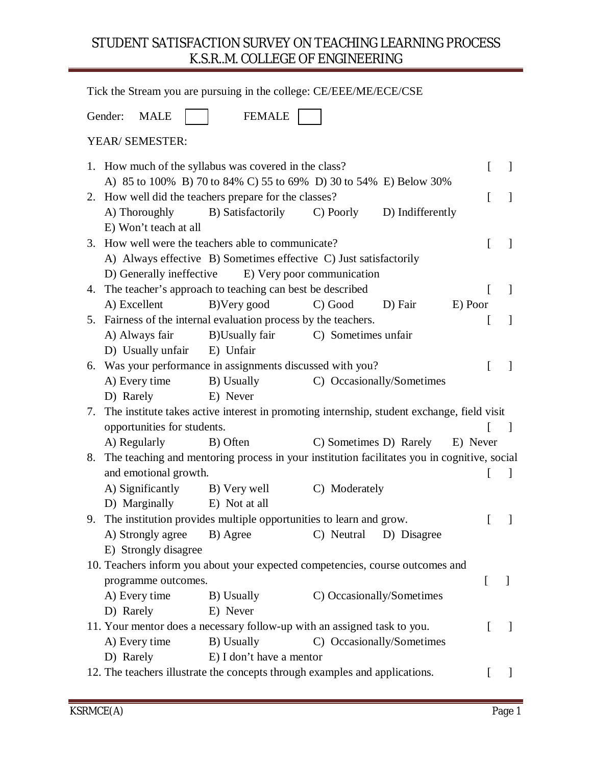# STUDENT SATISFACTION SURVEY ON TEACHING LEARNING PROCESS
# K.S.R..M. COLLEGE OF ENGINEERING

Tick the Stream you are pursuing in the college: CE/EEE/ME/ECE/CSE

Gender: MALE [ ] FEMALE [ ]

YEAR/ SEMESTER:

1. How much of the syllabus was covered in the class? [ ]
   A) 85 to 100% B) 70 to 84% C) 55 to 69% D) 30 to 54% E) Below 30%
2. How well did the teachers prepare for the classes? [ ]
   A) Thoroughly B) Satisfactorily C) Poorly D) Indifferently
   E) Won't teach at all
3. How well were the teachers able to communicate? [ ]
   A) Always effective B) Sometimes effective C) Just satisfactorily
   D) Generally ineffective E) Very poor communication
4. The teacher's approach to teaching can best be described [ ]
   A) Excellent B)Very good C) Good D) Fair E) Poor
5. Fairness of the internal evaluation process by the teachers. [ ]
   A) Always fair B)Usually fair C) Sometimes unfair
   D) Usually unfair E) Unfair
6. Was your performance in assignments discussed with you? [ ]
   A) Every time B) Usually C) Occasionally/Sometimes
   D) Rarely E) Never
7. The institute takes active interest in promoting internship, student exchange, field visit opportunities for students. [ ]
   A) Regularly B) Often C) Sometimes D) Rarely E) Never
8. The teaching and mentoring process in your institution facilitates you in cognitive, social and emotional growth. [ ]
   A) Significantly B) Very well C) Moderately
   D) Marginally E) Not at all
9. The institution provides multiple opportunities to learn and grow. [ ]
   A) Strongly agree B) Agree C) Neutral D) Disagree
   E) Strongly disagree
10. Teachers inform you about your expected competencies, course outcomes and programme outcomes. [ ]
    A) Every time B) Usually C) Occasionally/Sometimes
    D) Rarely E) Never
11. Your mentor does a necessary follow-up with an assigned task to you. [ ]
    A) Every time B) Usually C) Occasionally/Sometimes
    D) Rarely E) I don't have a mentor
12. The teachers illustrate the concepts through examples and applications. [ ]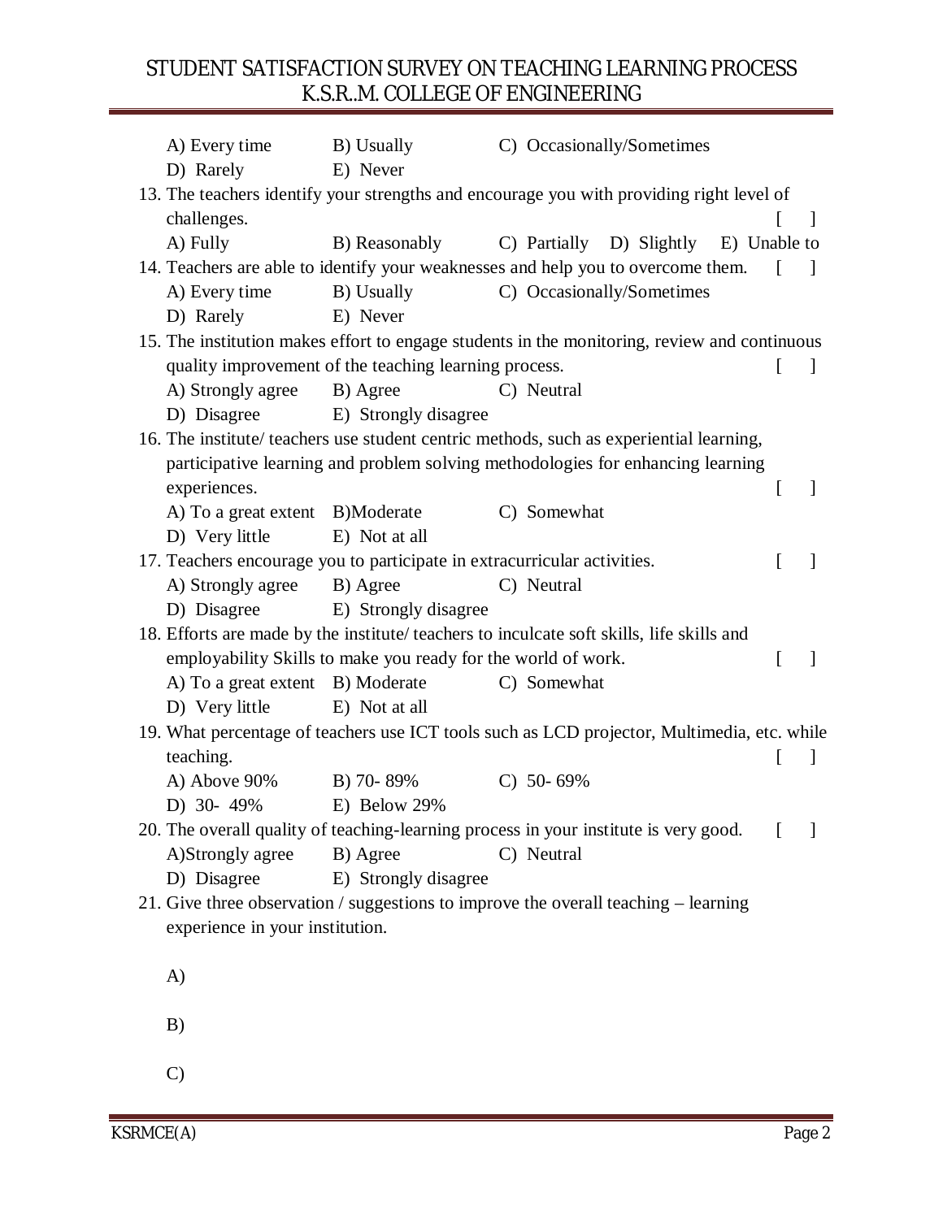A) Every time B) Usually C) Occasionally/Sometimes
D) Rarely E) Never

13. The teachers identify your strengths and encourage you with providing right level of challenges. [ ]
    A) Fully B) Reasonably C) Partially D) Slightly E) Unable to
14. Teachers are able to identify your weaknesses and help you to overcome them. [ ]
    A) Every time B) Usually C) Occasionally/Sometimes
    D) Rarely E) Never
15. The institution makes effort to engage students in the monitoring, review and continuous quality improvement of the teaching learning process. [ ]
    A) Strongly agree B) Agree C) Neutral
    D) Disagree E) Strongly disagree
16. The institute/ teachers use student centric methods, such as experiential learning, participative learning and problem solving methodologies for enhancing learning experiences. [ ]
    A) To a great extent B)Moderate C) Somewhat
    D) Very little E) Not at all
17. Teachers encourage you to participate in extracurricular activities. [ ]
    A) Strongly agree B) Agree C) Neutral
    D) Disagree E) Strongly disagree
18. Efforts are made by the institute/ teachers to inculcate soft skills, life skills and employability Skills to make you ready for the world of work. [ ]
    A) To a great extent B) Moderate C) Somewhat
    D) Very little E) Not at all
19. What percentage of teachers use ICT tools such as LCD projector, Multimedia, etc. while teaching. [ ]
    A) Above 90% B) 70- 89% C) 50- 69%
    D) 30- 49% E) Below 29%
20. The overall quality of teaching-learning process in your institute is very good. [ ]
    A)Strongly agree B) Agree C) Neutral
    D) Disagree E) Strongly disagree
21. Give three observation / suggestions to improve the overall teaching – learning experience in your institution.

    A)

    B)

    C)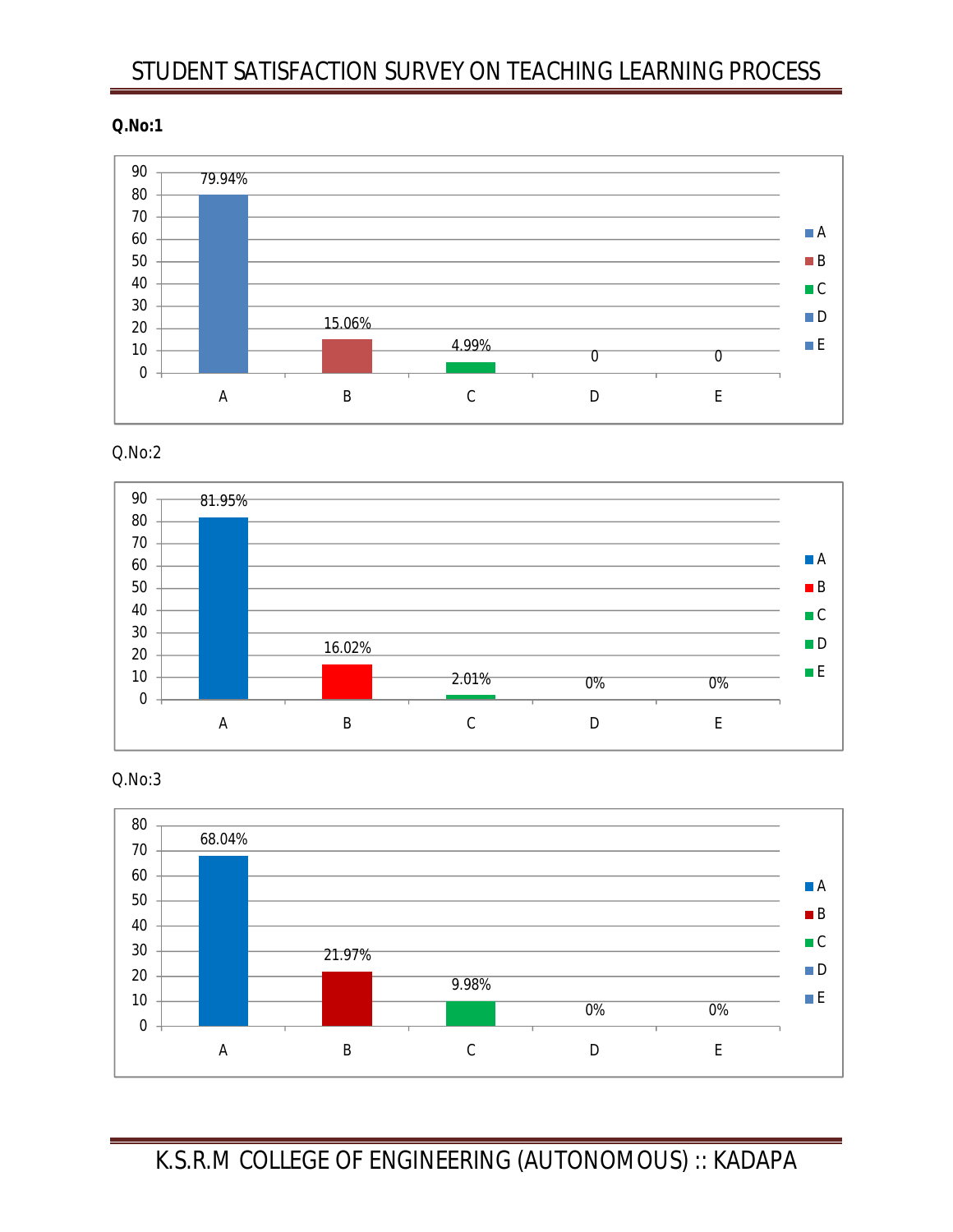# STUDENT SATISFACTION SURVEY ON TEACHING LEARNING PROCESS

**Q.No:1**

| Option | Percentage |
|---|---|
| A | 79.94% |
| B | 15.06% |
| C | 4.99% |
| D | 0 |
| E | 0 |

Q.No:2

| Option | Percentage |
|---|---|
| A | 81.95% |
| B | 16.02% |
| C | 2.01% |
| D | 0% |
| E | 0% |

Q.No:3

| Option | Percentage |
|---|---|
| A | 68.04% |
| B | 21.97% |
| C | 9.98% |
| D | 0% |
| E | 0% |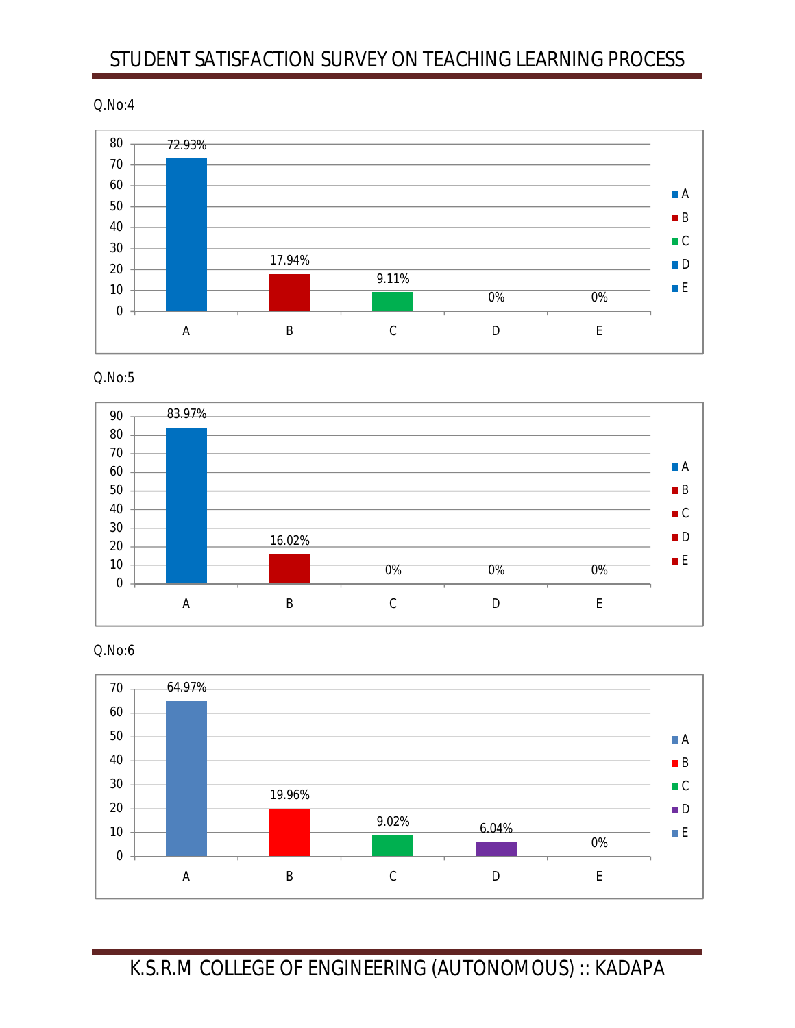Q.No:4

| | A | B | C | D | E |
|---|---|---|---|---|---|
| Percentage | 72.93% | 17.94% | 9.11% | 0% | 0% |

Q.No:5

| | A | B | C | D | E |
|---|---|---|---|---|---|
| Percentage | 83.97% | 16.02% | 0% | 0% | 0% |

Q.No:6

| | A | B | C | D | E |
|---|---|---|---|---|---|
| Percentage | 64.97% | 19.96% | 9.02% | 6.04% | 0% |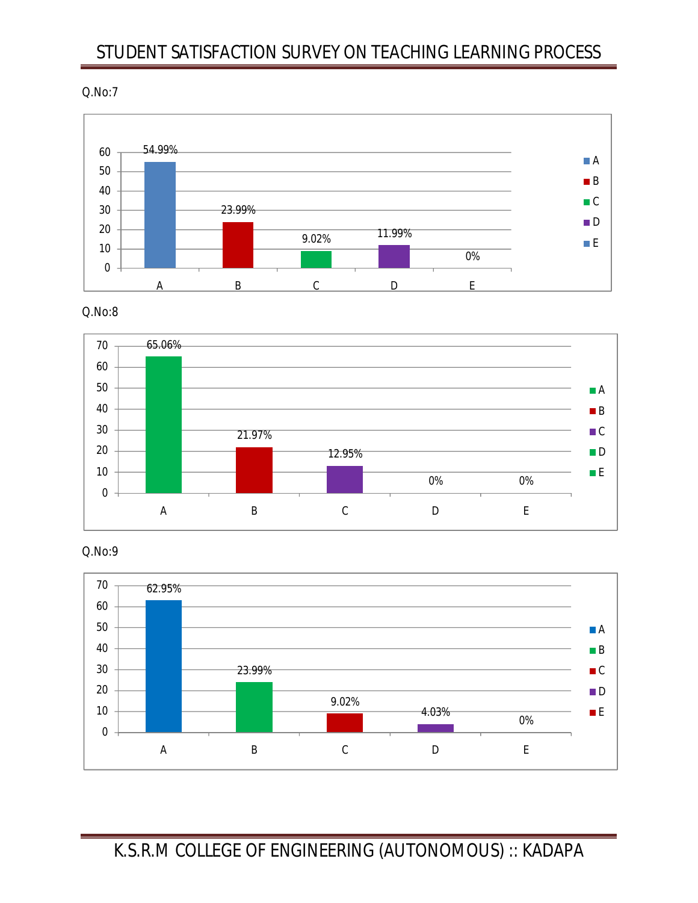Q.No:7

| Option | Percentage |
|---|---|
| A | 54.99% |
| B | 23.99% |
| C | 9.02% |
| D | 11.99% |
| E | 0% |

Q.No:8

| Option | Percentage |
|---|---|
| A | 65.06% |
| B | 21.97% |
| C | 12.95% |
| D | 0% |
| E | 0% |

Q.No:9

| Option | Percentage |
|---|---|
| A | 62.95% |
| B | 23.99% |
| C | 9.02% |
| D | 4.03% |
| E | 0% |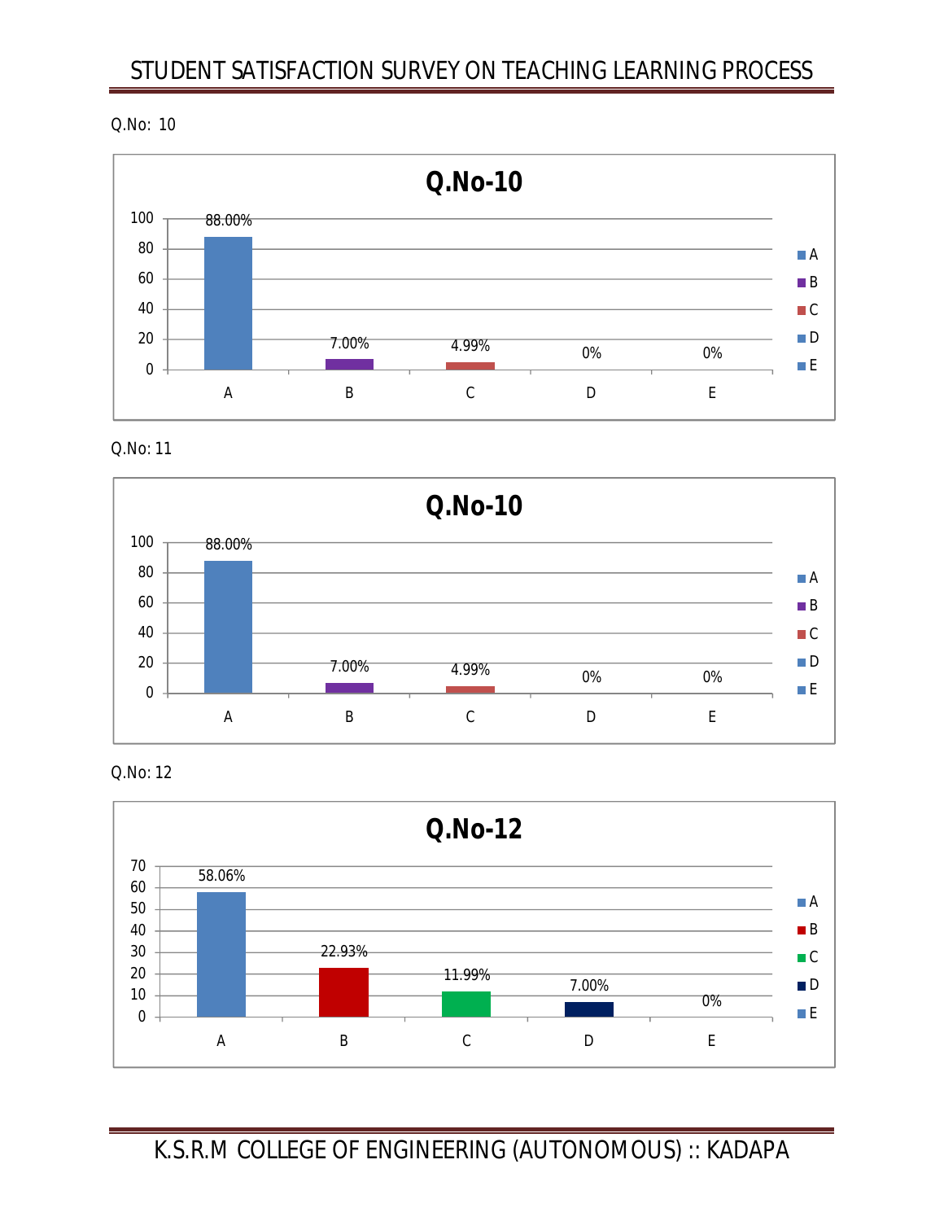Q.No: 10

**Q.No-10**

| Option | Percentage |
|---|---|
| A | 88.00% |
| B | 7.00% |
| C | 4.99% |
| D | 0% |
| E | 0% |

Q.No: 11

**Q.No-10**

| Option | Percentage |
|---|---|
| A | 88.00% |
| B | 7.00% |
| C | 4.99% |
| D | 0% |
| E | 0% |

Q.No: 12

**Q.No-12**

| Option | Percentage |
|---|---|
| A | 58.06% |
| B | 22.93% |
| C | 11.99% |
| D | 7.00% |
| E | 0% |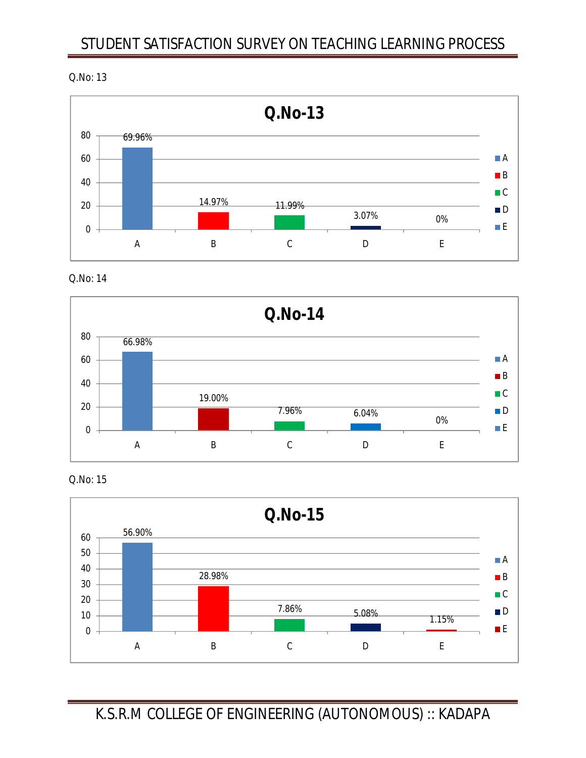Q.No: 13

**Q.No-13**

| Option | Percentage |
|---|---|
| A | 69.96% |
| B | 14.97% |
| C | 11.99% |
| D | 3.07% |
| E | 0% |

Q.No: 14

**Q.No-14**

| Option | Percentage |
|---|---|
| A | 66.98% |
| B | 19.00% |
| C | 7.96% |
| D | 6.04% |
| E | 0% |

Q.No: 15

**Q.No-15**

| Option | Percentage |
|---|---|
| A | 56.90% |
| B | 28.98% |
| C | 7.86% |
| D | 5.08% |
| E | 1.15% |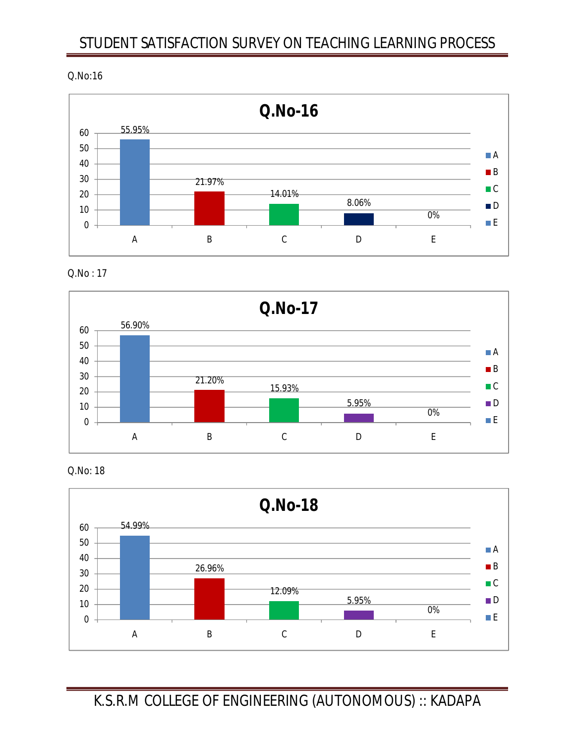Q.No:16

**Q.No-16**

| Option | Percentage |
|---|---|
| A | 55.95% |
| B | 21.97% |
| C | 14.01% |
| D | 8.06% |
| E | 0% |

Q.No : 17

**Q.No-17**

| Option | Percentage |
|---|---|
| A | 56.90% |
| B | 21.20% |
| C | 15.93% |
| D | 5.95% |
| E | 0% |

Q.No: 18

**Q.No-18**

| Option | Percentage |
|---|---|
| A | 54.99% |
| B | 26.96% |
| C | 12.09% |
| D | 5.95% |
| E | 0% |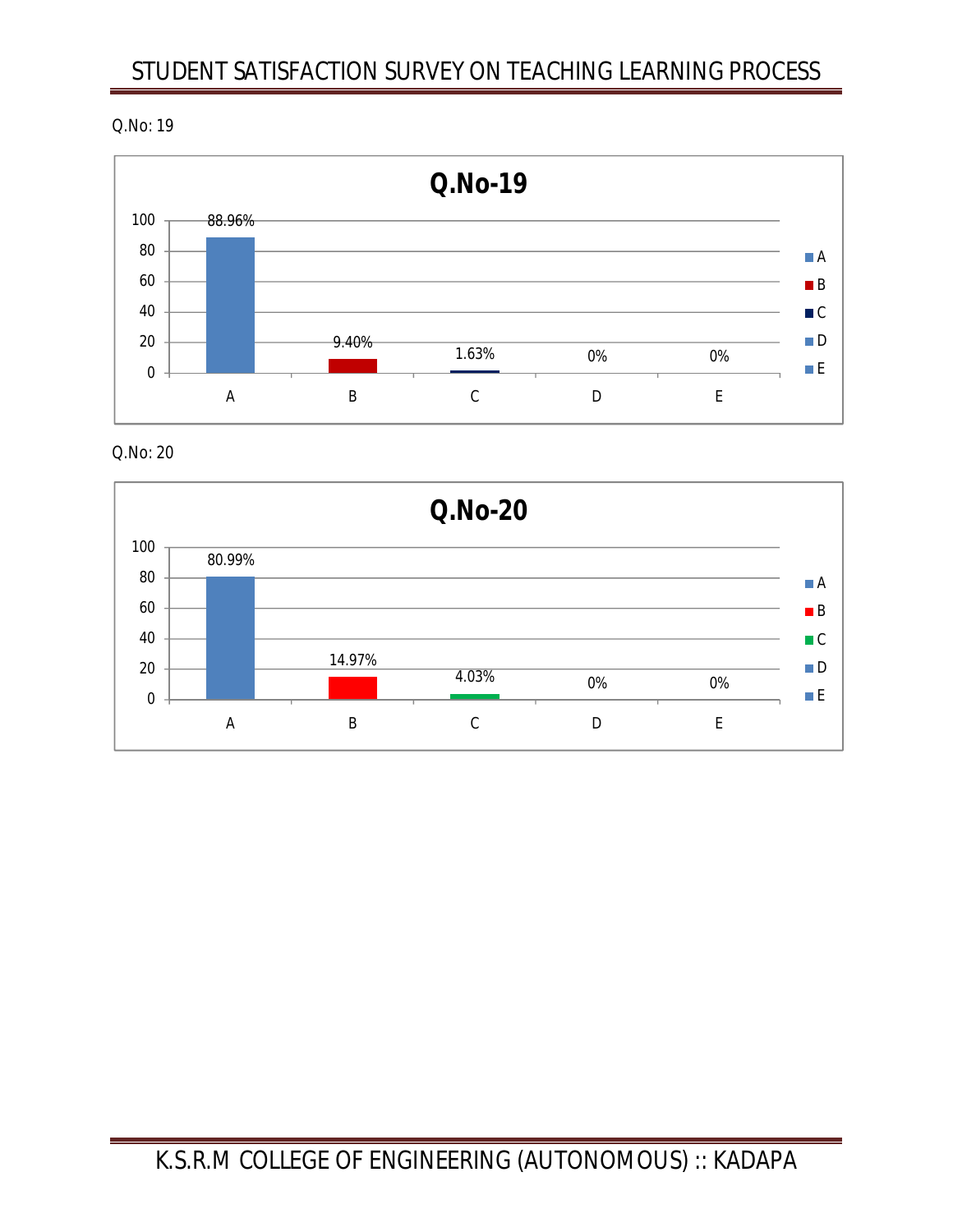Q.No: 19

Q.No-19

100
80
60
40
20
0

88.96%
9.40%
1.63%
0%
0%

A
B
C
D
E

A
B
C
D
E

Q.No: 20

Q.No-20

100
80
60
40
20
0

80.99%
14.97%
4.03%
0%
0%

A
B
C
D
E

A
B
C
D
E